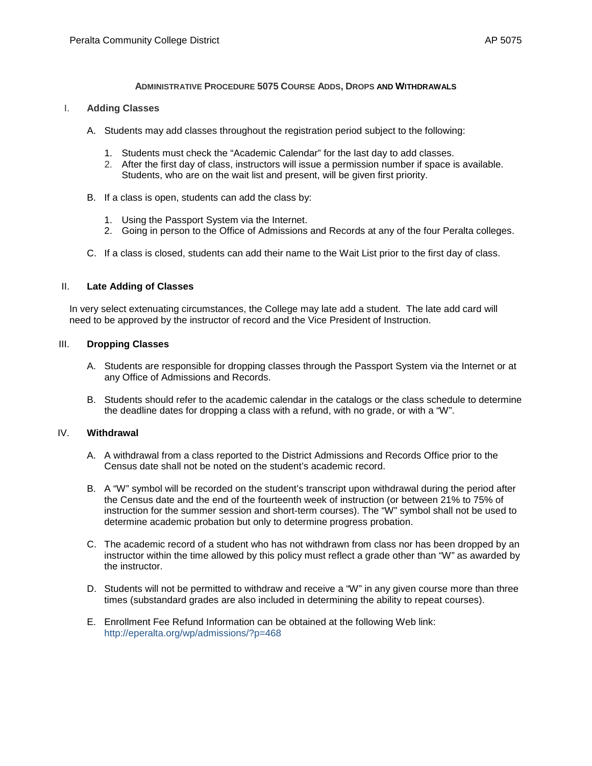# Administrative Procedure 5075 Course Adds, Drops and Withdrawals

## I. Adding Classes

A. Students may add classes throughout the registration period subject to the following:

1. Students must check the "Academic Calendar" for the last day to add classes.
2. After the first day of class, instructors will issue a permission number if space is available. Students, who are on the wait list and present, will be given first priority.

B. If a class is open, students can add the class by:

1. Using the Passport System via the Internet.
2. Going in person to the Office of Admissions and Records at any of the four Peralta colleges.

C. If a class is closed, students can add their name to the Wait List prior to the first day of class.

## II. Late Adding of Classes

In very select extenuating circumstances, the College may late add a student. The late add card will need to be approved by the instructor of record and the Vice President of Instruction.

## III. Dropping Classes

A. Students are responsible for dropping classes through the Passport System via the Internet or at any Office of Admissions and Records.

B. Students should refer to the academic calendar in the catalogs or the class schedule to determine the deadline dates for dropping a class with a refund, with no grade, or with a "W".

## IV. Withdrawal

A. A withdrawal from a class reported to the District Admissions and Records Office prior to the Census date shall not be noted on the student's academic record.

B. A "W" symbol will be recorded on the student's transcript upon withdrawal during the period after the Census date and the end of the fourteenth week of instruction (or between 21% to 75% of instruction for the summer session and short-term courses). The "W" symbol shall not be used to determine academic probation but only to determine progress probation.

C. The academic record of a student who has not withdrawn from class nor has been dropped by an instructor within the time allowed by this policy must reflect a grade other than "W" as awarded by the instructor.

D. Students will not be permitted to withdraw and receive a "W" in any given course more than three times (substandard grades are also included in determining the ability to repeat courses).

E. Enrollment Fee Refund Information can be obtained at the following Web link: http://eperalta.org/wp/admissions/?p=468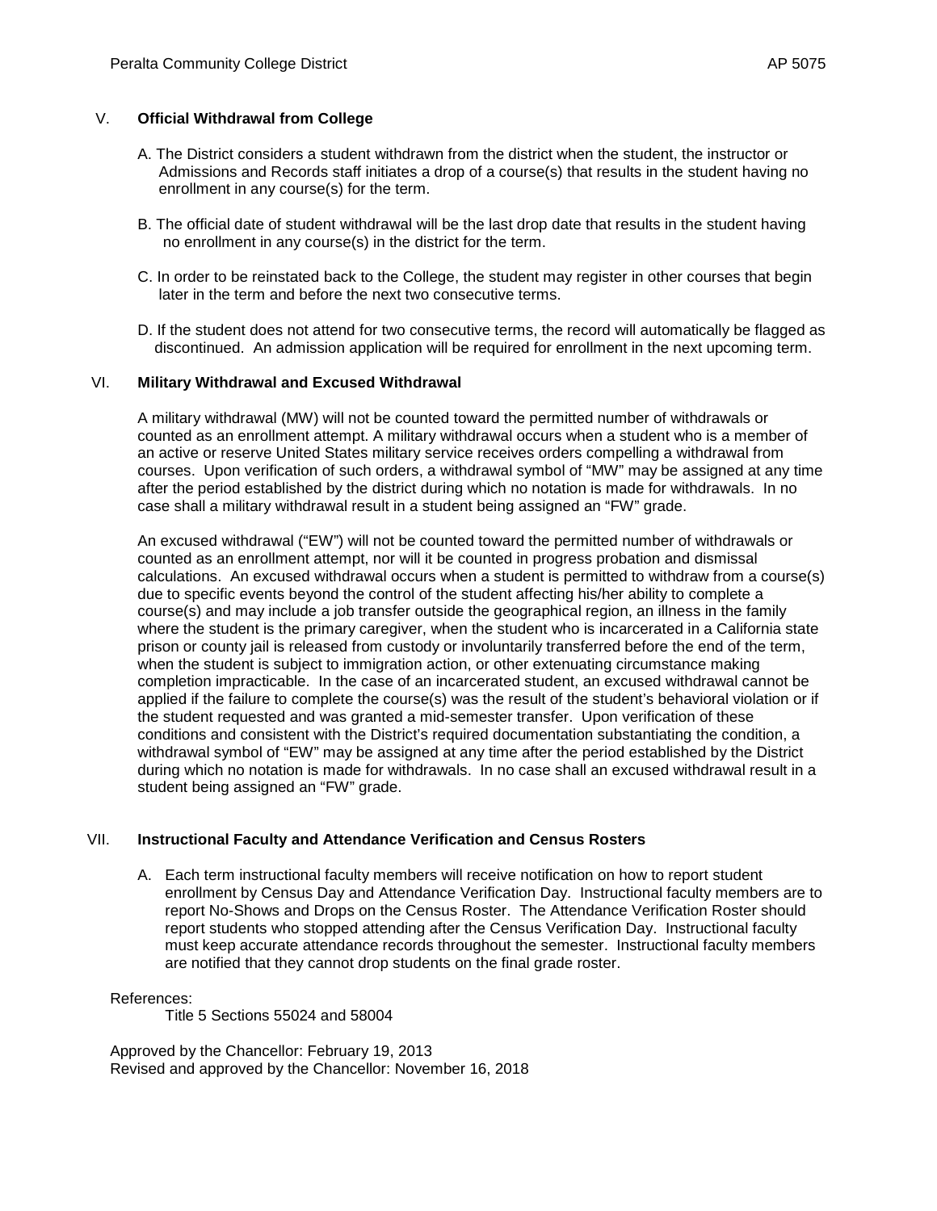## V. Official Withdrawal from College

A. The District considers a student withdrawn from the district when the student, the instructor or Admissions and Records staff initiates a drop of a course(s) that results in the student having no enrollment in any course(s) for the term.

B. The official date of student withdrawal will be the last drop date that results in the student having no enrollment in any course(s) in the district for the term.

C. In order to be reinstated back to the College, the student may register in other courses that begin later in the term and before the next two consecutive terms.

D. If the student does not attend for two consecutive terms, the record will automatically be flagged as discontinued. An admission application will be required for enrollment in the next upcoming term.

## VI. Military Withdrawal and Excused Withdrawal

A military withdrawal (MW) will not be counted toward the permitted number of withdrawals or counted as an enrollment attempt. A military withdrawal occurs when a student who is a member of an active or reserve United States military service receives orders compelling a withdrawal from courses. Upon verification of such orders, a withdrawal symbol of "MW" may be assigned at any time after the period established by the district during which no notation is made for withdrawals. In no case shall a military withdrawal result in a student being assigned an "FW" grade.

An excused withdrawal ("EW") will not be counted toward the permitted number of withdrawals or counted as an enrollment attempt, nor will it be counted in progress probation and dismissal calculations. An excused withdrawal occurs when a student is permitted to withdraw from a course(s) due to specific events beyond the control of the student affecting his/her ability to complete a course(s) and may include a job transfer outside the geographical region, an illness in the family where the student is the primary caregiver, when the student who is incarcerated in a California state prison or county jail is released from custody or involuntarily transferred before the end of the term, when the student is subject to immigration action, or other extenuating circumstance making completion impracticable. In the case of an incarcerated student, an excused withdrawal cannot be applied if the failure to complete the course(s) was the result of the student's behavioral violation or if the student requested and was granted a mid-semester transfer. Upon verification of these conditions and consistent with the District's required documentation substantiating the condition, a withdrawal symbol of "EW" may be assigned at any time after the period established by the District during which no notation is made for withdrawals. In no case shall an excused withdrawal result in a student being assigned an "FW" grade.

## VII. Instructional Faculty and Attendance Verification and Census Rosters

A. Each term instructional faculty members will receive notification on how to report student enrollment by Census Day and Attendance Verification Day. Instructional faculty members are to report No-Shows and Drops on the Census Roster. The Attendance Verification Roster should report students who stopped attending after the Census Verification Day. Instructional faculty must keep accurate attendance records throughout the semester. Instructional faculty members are notified that they cannot drop students on the final grade roster.

References:
Title 5 Sections 55024 and 58004

Approved by the Chancellor: February 19, 2013
Revised and approved by the Chancellor: November 16, 2018